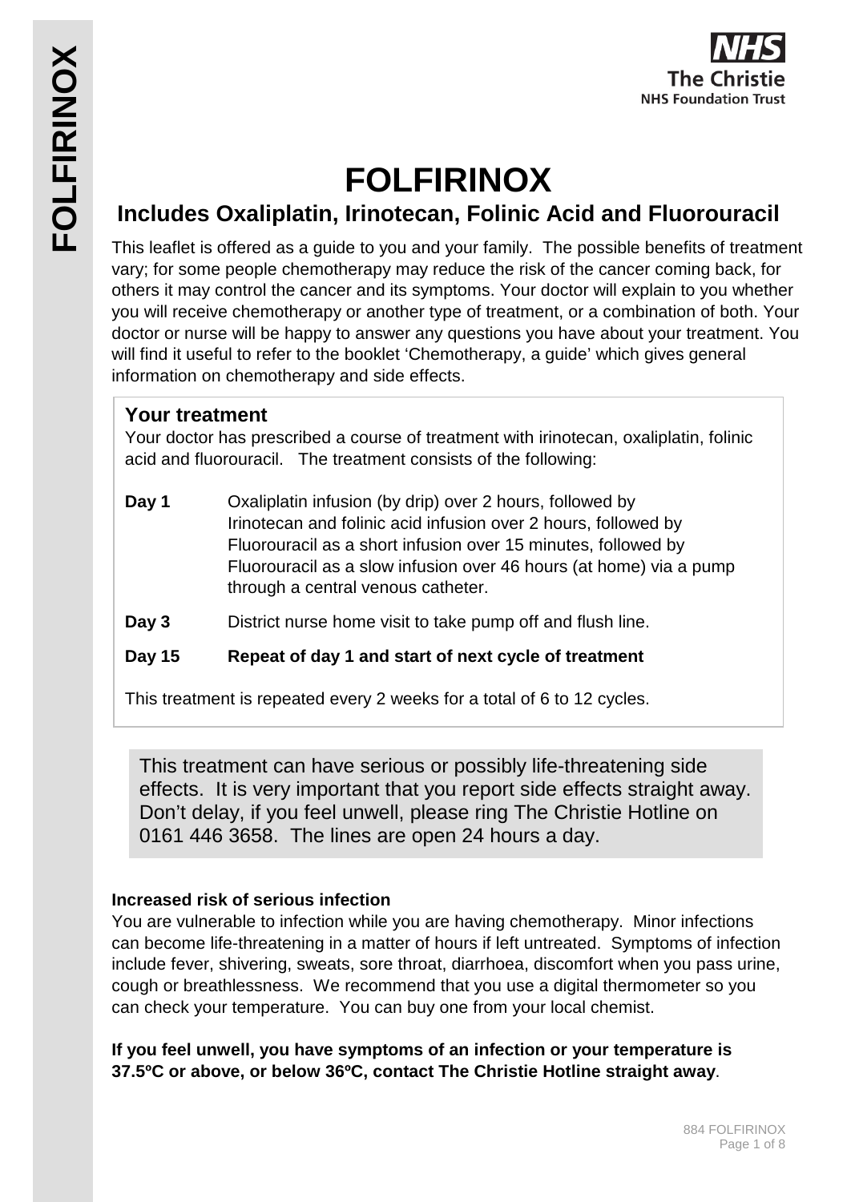# FOLFIRINOX

## Includes Oxaliplatin, Irinotecan, Folinic Acid and Fluorouracil

This leaflet is offered as a guide to you and your family. The possible benefits of treatment vary; for some people chemotherapy may reduce the risk of the cancer coming back, for others it may control the cancer and its symptoms. Your doctor will explain to you whether you will receive chemotherapy or another type of treatment, or a combination of both. Your doctor or nurse will be happy to answer any questions you have about your treatment. You will find it useful to refer to the booklet 'Chemotherapy, a guide' which gives general information on chemotherapy and side effects.

### Your treatment

Your doctor has prescribed a course of treatment with irinotecan, oxaliplatin, folinic acid and fluorouracil. The treatment consists of the following:

**Day 1** Oxaliplatin infusion (by drip) over 2 hours, followed by Irinotecan and folinic acid infusion over 2 hours, followed by Fluorouracil as a short infusion over 15 minutes, followed by Fluorouracil as a slow infusion over 46 hours (at home) via a pump through a central venous catheter.

**Day 3** District nurse home visit to take pump off and flush line.

**Day 15** **Repeat of day 1 and start of next cycle of treatment**

This treatment is repeated every 2 weeks for a total of 6 to 12 cycles.

This treatment can have serious or possibly life-threatening side effects. It is very important that you report side effects straight away. Don't delay, if you feel unwell, please ring The Christie Hotline on 0161 446 3658. The lines are open 24 hours a day.

**Increased risk of serious infection**

You are vulnerable to infection while you are having chemotherapy. Minor infections can become life-threatening in a matter of hours if left untreated. Symptoms of infection include fever, shivering, sweats, sore throat, diarrhoea, discomfort when you pass urine, cough or breathlessness. We recommend that you use a digital thermometer so you can check your temperature. You can buy one from your local chemist.

**If you feel unwell, you have symptoms of an infection or your temperature is 37.5ºC or above, or below 36ºC, contact The Christie Hotline straight away**.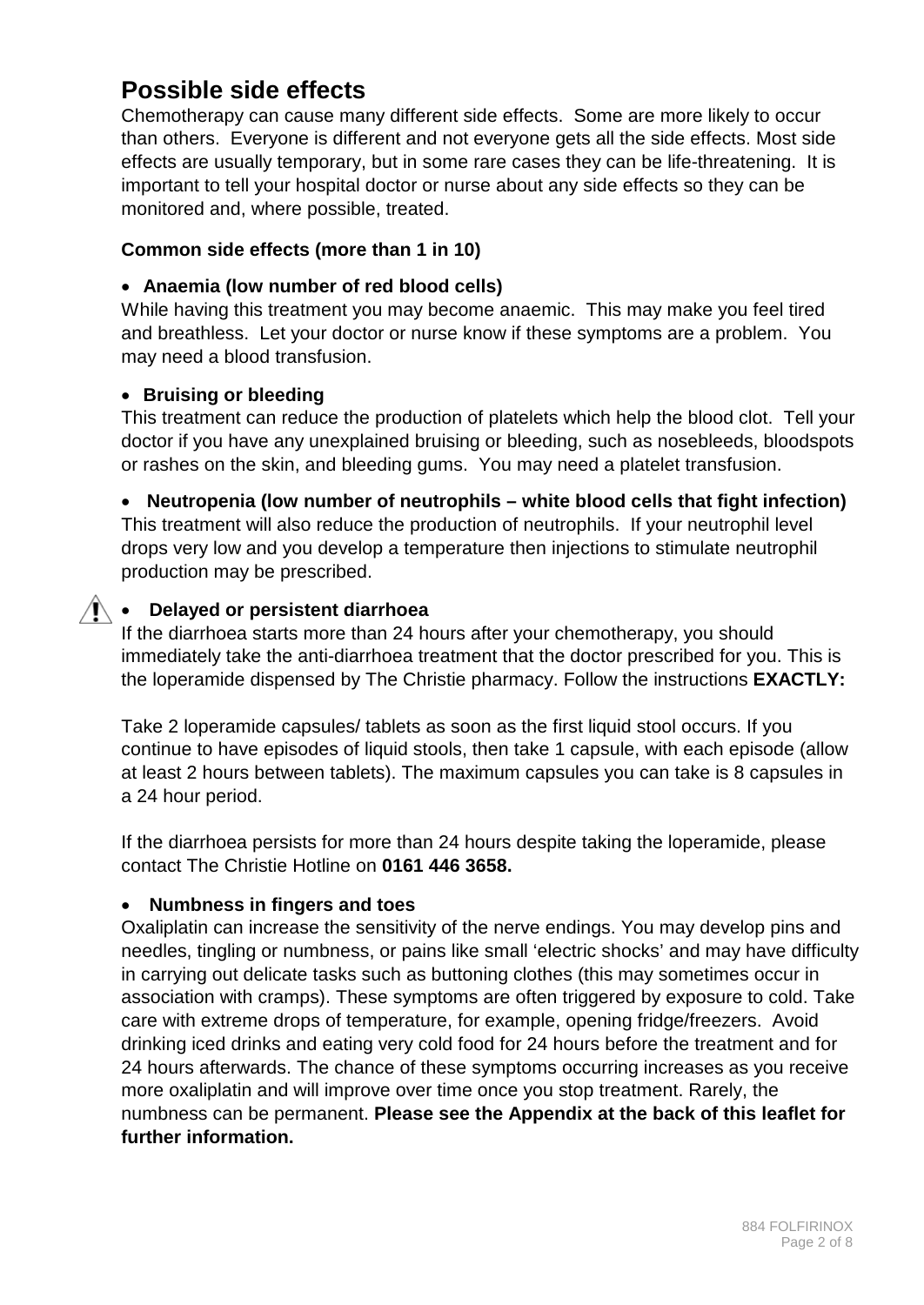## Possible side effects

Chemotherapy can cause many different side effects. Some are more likely to occur than others. Everyone is different and not everyone gets all the side effects. Most side effects are usually temporary, but in some rare cases they can be life-threatening. It is important to tell your hospital doctor or nurse about any side effects so they can be monitored and, where possible, treated.

**Common side effects (more than 1 in 10)**

- **Anaemia (low number of red blood cells)**

While having this treatment you may become anaemic. This may make you feel tired and breathless. Let your doctor or nurse know if these symptoms are a problem. You may need a blood transfusion.

- **Bruising or bleeding**

This treatment can reduce the production of platelets which help the blood clot. Tell your doctor if you have any unexplained bruising or bleeding, such as nosebleeds, bloodspots or rashes on the skin, and bleeding gums. You may need a platelet transfusion.

- **Neutropenia (low number of neutrophils – white blood cells that fight infection)**

This treatment will also reduce the production of neutrophils. If your neutrophil level drops very low and you develop a temperature then injections to stimulate neutrophil production may be prescribed.

- **Delayed or persistent diarrhoea**

If the diarrhoea starts more than 24 hours after your chemotherapy, you should immediately take the anti-diarrhoea treatment that the doctor prescribed for you. This is the loperamide dispensed by The Christie pharmacy. Follow the instructions **EXACTLY:**

Take 2 loperamide capsules/ tablets as soon as the first liquid stool occurs. If you continue to have episodes of liquid stools, then take 1 capsule, with each episode (allow at least 2 hours between tablets). The maximum capsules you can take is 8 capsules in a 24 hour period.

If the diarrhoea persists for more than 24 hours despite taking the loperamide, please contact The Christie Hotline on **0161 446 3658.**

- **Numbness in fingers and toes**

Oxaliplatin can increase the sensitivity of the nerve endings. You may develop pins and needles, tingling or numbness, or pains like small 'electric shocks' and may have difficulty in carrying out delicate tasks such as buttoning clothes (this may sometimes occur in association with cramps). These symptoms are often triggered by exposure to cold. Take care with extreme drops of temperature, for example, opening fridge/freezers. Avoid drinking iced drinks and eating very cold food for 24 hours before the treatment and for 24 hours afterwards. The chance of these symptoms occurring increases as you receive more oxaliplatin and will improve over time once you stop treatment. Rarely, the numbness can be permanent. **Please see the Appendix at the back of this leaflet for further information.**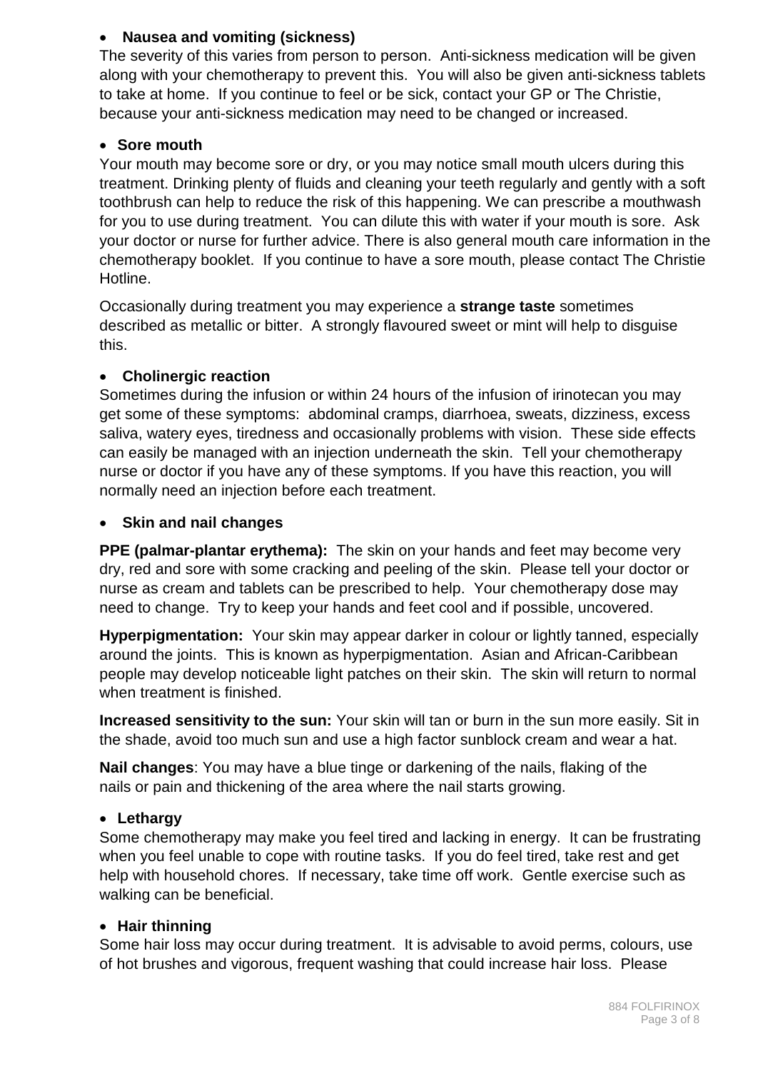- **Nausea and vomiting (sickness)**

The severity of this varies from person to person. Anti-sickness medication will be given along with your chemotherapy to prevent this. You will also be given anti-sickness tablets to take at home. If you continue to feel or be sick, contact your GP or The Christie, because your anti-sickness medication may need to be changed or increased.

- **Sore mouth**

Your mouth may become sore or dry, or you may notice small mouth ulcers during this treatment. Drinking plenty of fluids and cleaning your teeth regularly and gently with a soft toothbrush can help to reduce the risk of this happening. We can prescribe a mouthwash for you to use during treatment. You can dilute this with water if your mouth is sore. Ask your doctor or nurse for further advice. There is also general mouth care information in the chemotherapy booklet. If you continue to have a sore mouth, please contact The Christie Hotline.

Occasionally during treatment you may experience a **strange taste** sometimes described as metallic or bitter. A strongly flavoured sweet or mint will help to disguise this.

- **Cholinergic reaction**

Sometimes during the infusion or within 24 hours of the infusion of irinotecan you may get some of these symptoms: abdominal cramps, diarrhoea, sweats, dizziness, excess saliva, watery eyes, tiredness and occasionally problems with vision. These side effects can easily be managed with an injection underneath the skin. Tell your chemotherapy nurse or doctor if you have any of these symptoms. If you have this reaction, you will normally need an injection before each treatment.

- **Skin and nail changes**

**PPE (palmar-plantar erythema):** The skin on your hands and feet may become very dry, red and sore with some cracking and peeling of the skin. Please tell your doctor or nurse as cream and tablets can be prescribed to help. Your chemotherapy dose may need to change. Try to keep your hands and feet cool and if possible, uncovered.

**Hyperpigmentation:** Your skin may appear darker in colour or lightly tanned, especially around the joints. This is known as hyperpigmentation. Asian and African-Caribbean people may develop noticeable light patches on their skin. The skin will return to normal when treatment is finished.

**Increased sensitivity to the sun:** Your skin will tan or burn in the sun more easily. Sit in the shade, avoid too much sun and use a high factor sunblock cream and wear a hat.

**Nail changes**: You may have a blue tinge or darkening of the nails, flaking of the nails or pain and thickening of the area where the nail starts growing.

- **Lethargy**

Some chemotherapy may make you feel tired and lacking in energy. It can be frustrating when you feel unable to cope with routine tasks. If you do feel tired, take rest and get help with household chores. If necessary, take time off work. Gentle exercise such as walking can be beneficial.

- **Hair thinning**

Some hair loss may occur during treatment. It is advisable to avoid perms, colours, use of hot brushes and vigorous, frequent washing that could increase hair loss. Please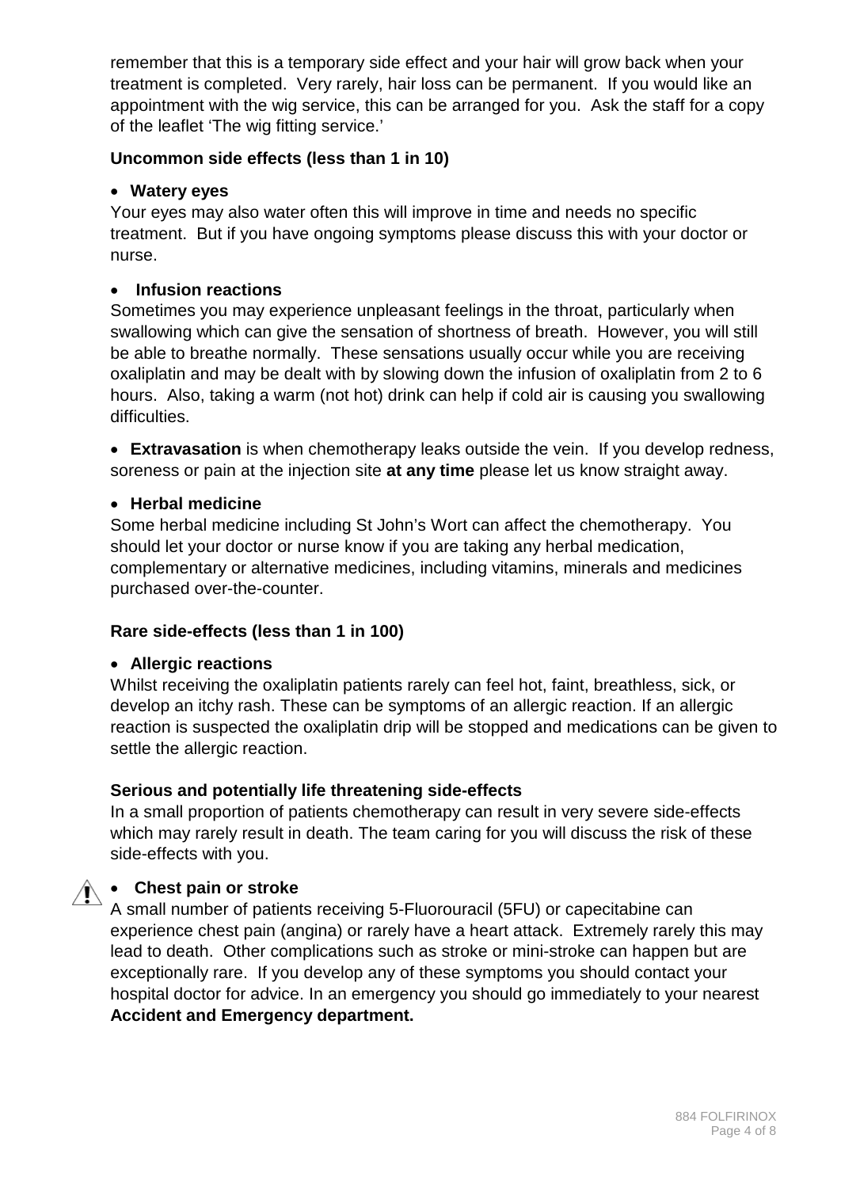remember that this is a temporary side effect and your hair will grow back when your treatment is completed. Very rarely, hair loss can be permanent. If you would like an appointment with the wig service, this can be arranged for you. Ask the staff for a copy of the leaflet 'The wig fitting service.'

### Uncommon side effects (less than 1 in 10)

- **Watery eyes**

Your eyes may also water often this will improve in time and needs no specific treatment. But if you have ongoing symptoms please discuss this with your doctor or nurse.

- **Infusion reactions**

Sometimes you may experience unpleasant feelings in the throat, particularly when swallowing which can give the sensation of shortness of breath. However, you will still be able to breathe normally. These sensations usually occur while you are receiving oxaliplatin and may be dealt with by slowing down the infusion of oxaliplatin from 2 to 6 hours. Also, taking a warm (not hot) drink can help if cold air is causing you swallowing difficulties.

- **Extravasation** is when chemotherapy leaks outside the vein. If you develop redness, soreness or pain at the injection site **at any time** please let us know straight away.

- **Herbal medicine**

Some herbal medicine including St John's Wort can affect the chemotherapy. You should let your doctor or nurse know if you are taking any herbal medication, complementary or alternative medicines, including vitamins, minerals and medicines purchased over-the-counter.

### Rare side-effects (less than 1 in 100)

- **Allergic reactions**

Whilst receiving the oxaliplatin patients rarely can feel hot, faint, breathless, sick, or develop an itchy rash. These can be symptoms of an allergic reaction. If an allergic reaction is suspected the oxaliplatin drip will be stopped and medications can be given to settle the allergic reaction.

### Serious and potentially life threatening side-effects

In a small proportion of patients chemotherapy can result in very severe side-effects which may rarely result in death. The team caring for you will discuss the risk of these side-effects with you.

- **Chest pain or stroke**

A small number of patients receiving 5-Fluorouracil (5FU) or capecitabine can experience chest pain (angina) or rarely have a heart attack. Extremely rarely this may lead to death. Other complications such as stroke or mini-stroke can happen but are exceptionally rare. If you develop any of these symptoms you should contact your hospital doctor for advice. In an emergency you should go immediately to your nearest **Accident and Emergency department.**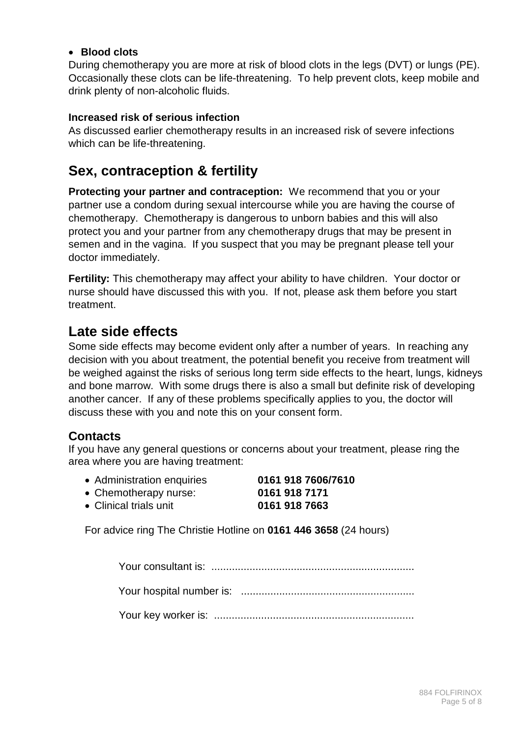- **Blood clots**

During chemotherapy you are more at risk of blood clots in the legs (DVT) or lungs (PE). Occasionally these clots can be life-threatening. To help prevent clots, keep mobile and drink plenty of non-alcoholic fluids.

**Increased risk of serious infection**

As discussed earlier chemotherapy results in an increased risk of severe infections which can be life-threatening.

## Sex, contraception & fertility

**Protecting your partner and contraception:** We recommend that you or your partner use a condom during sexual intercourse while you are having the course of chemotherapy. Chemotherapy is dangerous to unborn babies and this will also protect you and your partner from any chemotherapy drugs that may be present in semen and in the vagina. If you suspect that you may be pregnant please tell your doctor immediately.

**Fertility:** This chemotherapy may affect your ability to have children. Your doctor or nurse should have discussed this with you. If not, please ask them before you start treatment.

## Late side effects

Some side effects may become evident only after a number of years. In reaching any decision with you about treatment, the potential benefit you receive from treatment will be weighed against the risks of serious long term side effects to the heart, lungs, kidneys and bone marrow. With some drugs there is also a small but definite risk of developing another cancer. If any of these problems specifically applies to you, the doctor will discuss these with you and note this on your consent form.

### Contacts

If you have any general questions or concerns about your treatment, please ring the area where you are having treatment:

- Administration enquiries **0161 918 7606/7610**
- Chemotherapy nurse: **0161 918 7171**
- Clinical trials unit **0161 918 7663**

For advice ring The Christie Hotline on **0161 446 3658** (24 hours)

Your consultant is: ....................................................................

Your hospital number is: ..........................................................

Your key worker is: ...................................................................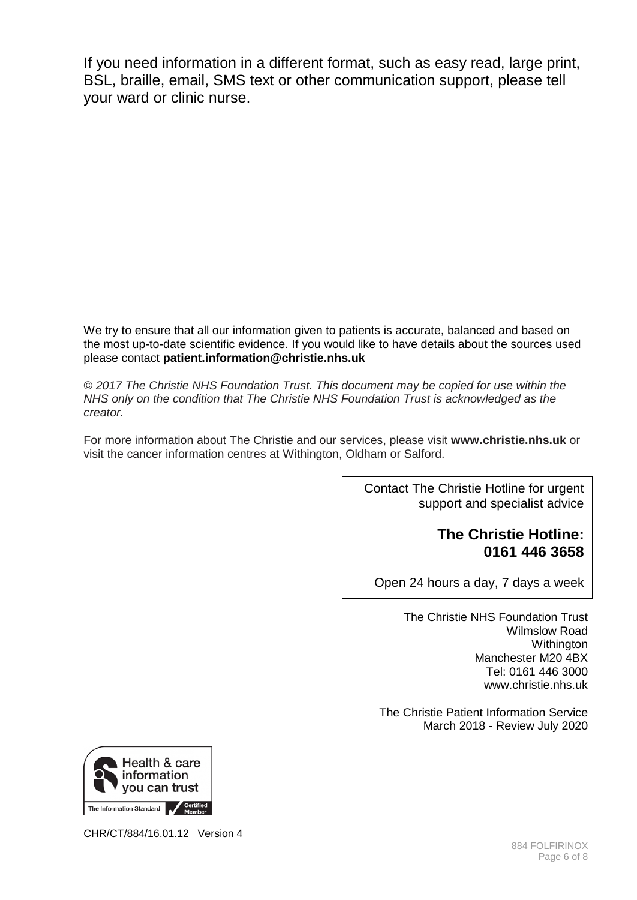If you need information in a different format, such as easy read, large print, BSL, braille, email, SMS text or other communication support, please tell your ward or clinic nurse.

We try to ensure that all our information given to patients is accurate, balanced and based on the most up-to-date scientific evidence. If you would like to have details about the sources used please contact **patient.information@christie.nhs.uk**

*© 2017 The Christie NHS Foundation Trust. This document may be copied for use within the NHS only on the condition that The Christie NHS Foundation Trust is acknowledged as the creator.*

For more information about The Christie and our services, please visit **www.christie.nhs.uk** or visit the cancer information centres at Withington, Oldham or Salford.

Contact The Christie Hotline for urgent support and specialist advice

**The Christie Hotline: 0161 446 3658**

Open 24 hours a day, 7 days a week

The Christie NHS Foundation Trust
Wilmslow Road
Withington
Manchester M20 4BX
Tel: 0161 446 3000
www.christie.nhs.uk

The Christie Patient Information Service
March 2018 - Review July 2020

Health & care information you can trust
The Information Standard — Certified Member

CHR/CT/884/16.01.12 Version 4

884 FOLFIRINOX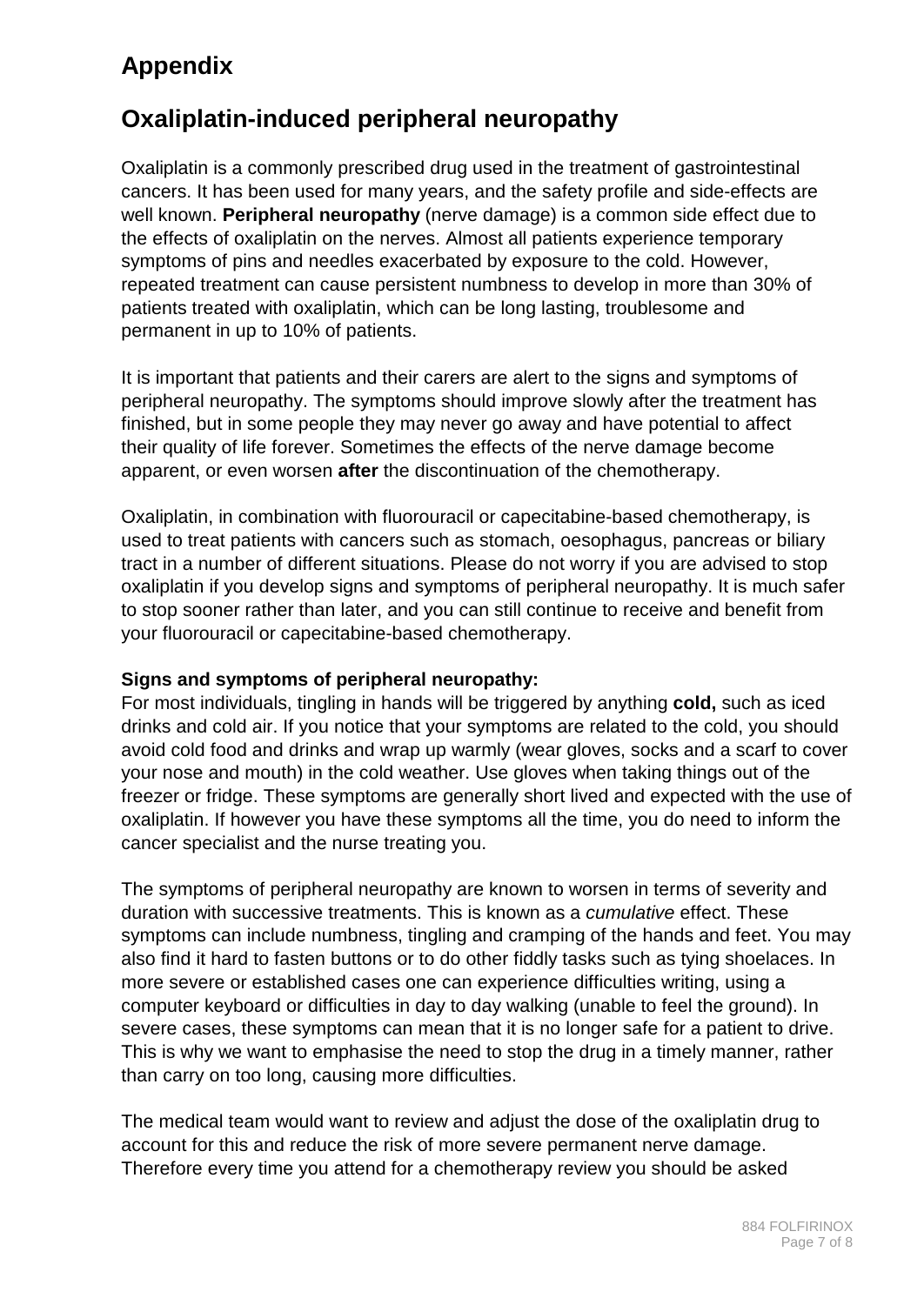# Appendix

## Oxaliplatin-induced peripheral neuropathy

Oxaliplatin is a commonly prescribed drug used in the treatment of gastrointestinal cancers. It has been used for many years, and the safety profile and side-effects are well known. **Peripheral neuropathy** (nerve damage) is a common side effect due to the effects of oxaliplatin on the nerves. Almost all patients experience temporary symptoms of pins and needles exacerbated by exposure to the cold. However, repeated treatment can cause persistent numbness to develop in more than 30% of patients treated with oxaliplatin, which can be long lasting, troublesome and permanent in up to 10% of patients.

It is important that patients and their carers are alert to the signs and symptoms of peripheral neuropathy. The symptoms should improve slowly after the treatment has finished, but in some people they may never go away and have potential to affect their quality of life forever. Sometimes the effects of the nerve damage become apparent, or even worsen **after** the discontinuation of the chemotherapy.

Oxaliplatin, in combination with fluorouracil or capecitabine-based chemotherapy, is used to treat patients with cancers such as stomach, oesophagus, pancreas or biliary tract in a number of different situations. Please do not worry if you are advised to stop oxaliplatin if you develop signs and symptoms of peripheral neuropathy. It is much safer to stop sooner rather than later, and you can still continue to receive and benefit from your fluorouracil or capecitabine-based chemotherapy.

**Signs and symptoms of peripheral neuropathy:**

For most individuals, tingling in hands will be triggered by anything **cold,** such as iced drinks and cold air. If you notice that your symptoms are related to the cold, you should avoid cold food and drinks and wrap up warmly (wear gloves, socks and a scarf to cover your nose and mouth) in the cold weather. Use gloves when taking things out of the freezer or fridge. These symptoms are generally short lived and expected with the use of oxaliplatin. If however you have these symptoms all the time, you do need to inform the cancer specialist and the nurse treating you.

The symptoms of peripheral neuropathy are known to worsen in terms of severity and duration with successive treatments. This is known as a *cumulative* effect. These symptoms can include numbness, tingling and cramping of the hands and feet. You may also find it hard to fasten buttons or to do other fiddly tasks such as tying shoelaces. In more severe or established cases one can experience difficulties writing, using a computer keyboard or difficulties in day to day walking (unable to feel the ground). In severe cases, these symptoms can mean that it is no longer safe for a patient to drive. This is why we want to emphasise the need to stop the drug in a timely manner, rather than carry on too long, causing more difficulties.

The medical team would want to review and adjust the dose of the oxaliplatin drug to account for this and reduce the risk of more severe permanent nerve damage. Therefore every time you attend for a chemotherapy review you should be asked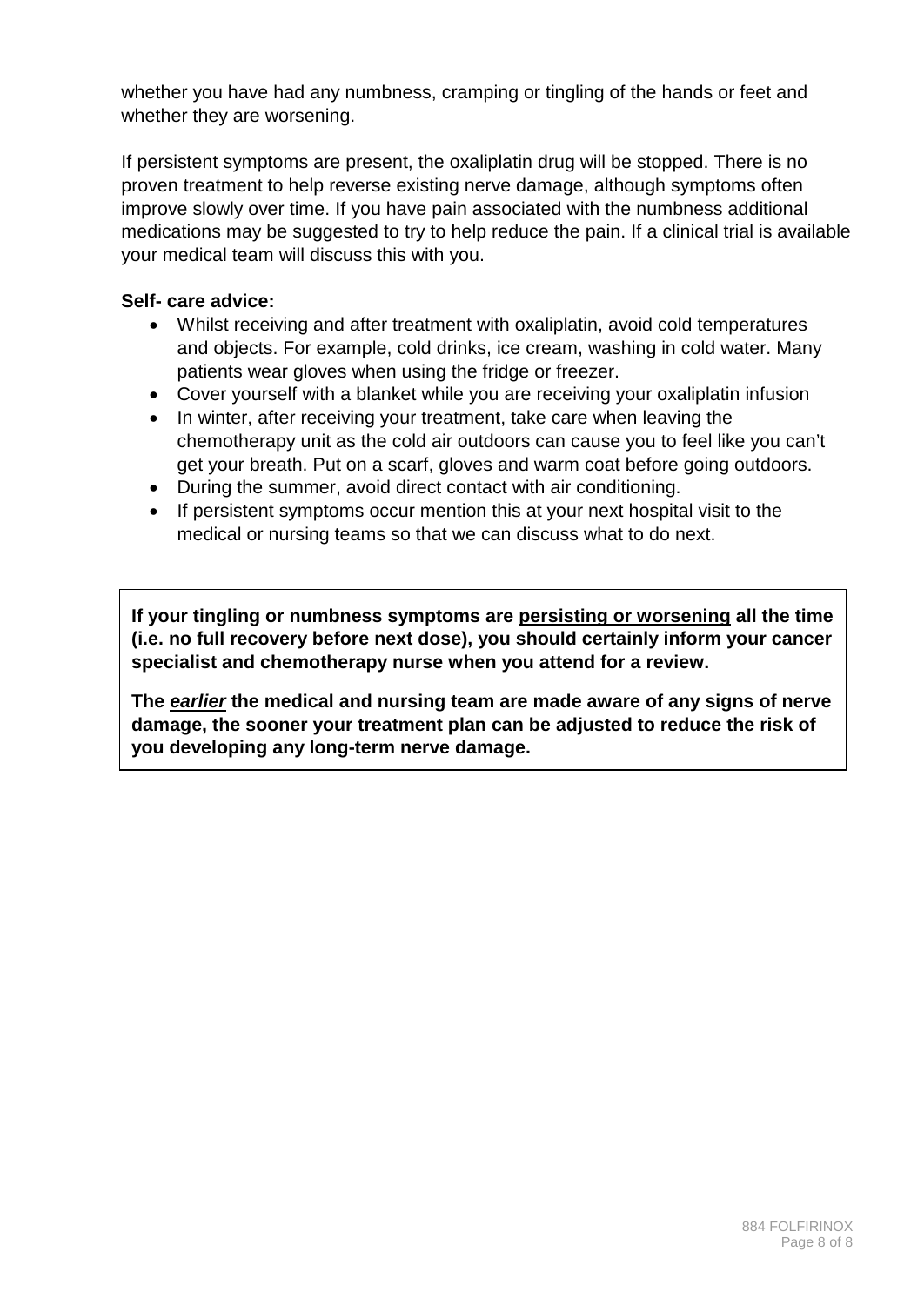whether you have had any numbness, cramping or tingling of the hands or feet and whether they are worsening.

If persistent symptoms are present, the oxaliplatin drug will be stopped. There is no proven treatment to help reverse existing nerve damage, although symptoms often improve slowly over time. If you have pain associated with the numbness additional medications may be suggested to try to help reduce the pain. If a clinical trial is available your medical team will discuss this with you.

**Self- care advice:**

- Whilst receiving and after treatment with oxaliplatin, avoid cold temperatures and objects. For example, cold drinks, ice cream, washing in cold water. Many patients wear gloves when using the fridge or freezer.
- Cover yourself with a blanket while you are receiving your oxaliplatin infusion
- In winter, after receiving your treatment, take care when leaving the chemotherapy unit as the cold air outdoors can cause you to feel like you can't get your breath. Put on a scarf, gloves and warm coat before going outdoors.
- During the summer, avoid direct contact with air conditioning.
- If persistent symptoms occur mention this at your next hospital visit to the medical or nursing teams so that we can discuss what to do next.

**If your tingling or numbness symptoms are <u>persisting or worsening</u> all the time (i.e. no full recovery before next dose), you should certainly inform your cancer specialist and chemotherapy nurse when you attend for a review.**

**The *<u>earlier</u>* the medical and nursing team are made aware of any signs of nerve damage, the sooner your treatment plan can be adjusted to reduce the risk of you developing any long-term nerve damage.**